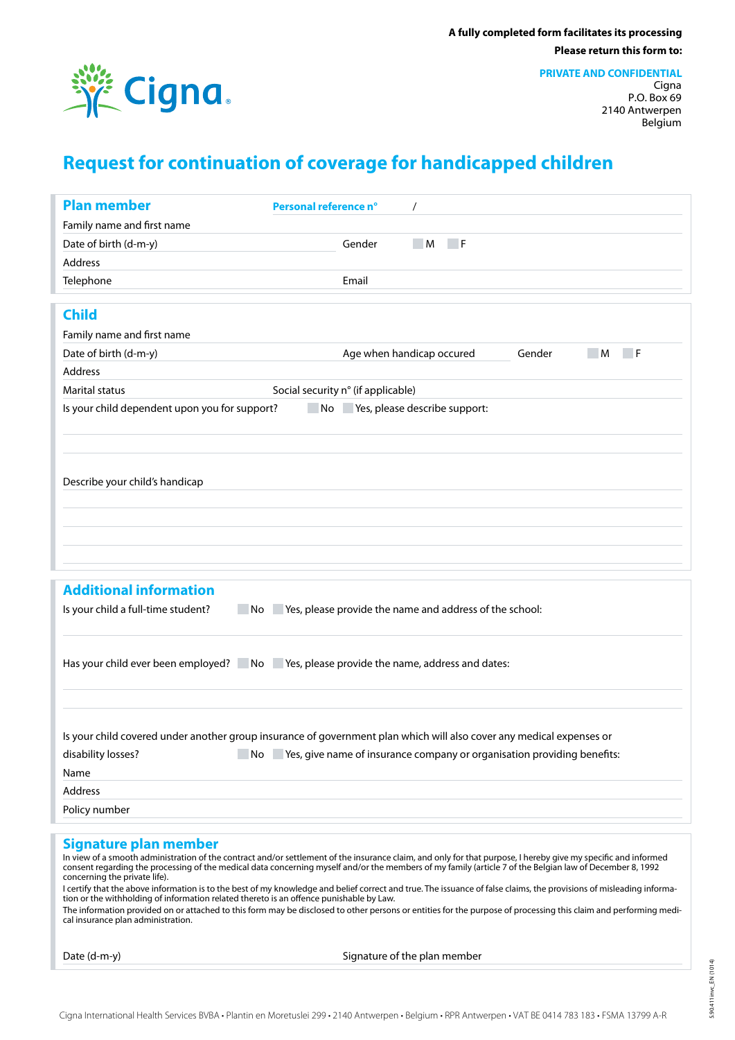A fully completed form facilitates its processing

Please return this form to:

**PRIVATE AND CONFIDENTIAL**
Cigna
P.O. Box 69
2140 Antwerpen
Belgium

# Request for continuation of coverage for handicapped children

## Plan member

**Personal reference n°** /

Family name and first name

Date of birth (d-m-y) Gender ☐ M ☐ F

Address

Telephone Email

## Child

Family name and first name

Date of birth (d-m-y) Age when handicap occured Gender ☐ M ☐ F

Address

Marital status Social security n° (if applicable)

Is your child dependent upon you for support? ☐ No ☐ Yes, please describe support:

Describe your child's handicap

## Additional information

Is your child a full-time student? ☐ No ☐ Yes, please provide the name and address of the school:

Has your child ever been employed? ☐ No ☐ Yes, please provide the name, address and dates:

Is your child covered under another group insurance of government plan which will also cover any medical expenses or disability losses? ☐ No ☐ Yes, give name of insurance company or organisation providing benefits:

Name

Address

Policy number

## Signature plan member

In view of a smooth administration of the contract and/or settlement of the insurance claim, and only for that purpose, I hereby give my specific and informed consent regarding the processing of the medical data concerning myself and/or the members of my family (article 7 of the Belgian law of December 8, 1992 concerning the private life).

I certify that the above information is to the best of my knowledge and belief correct and true. The issuance of false claims, the provisions of misleading information or the withholding of information related thereto is an offence punishable by Law.

The information provided on or attached to this form may be disclosed to other persons or entities for the purpose of processing this claim and performing medical insurance plan administration.

Date (d-m-y) Signature of the plan member

Cigna International Health Services BVBA • Plantin en Moretuslei 299 • 2140 Antwerpen • Belgium • RPR Antwerpen • VAT BE 0414 783 183 • FSMA 13799 A-R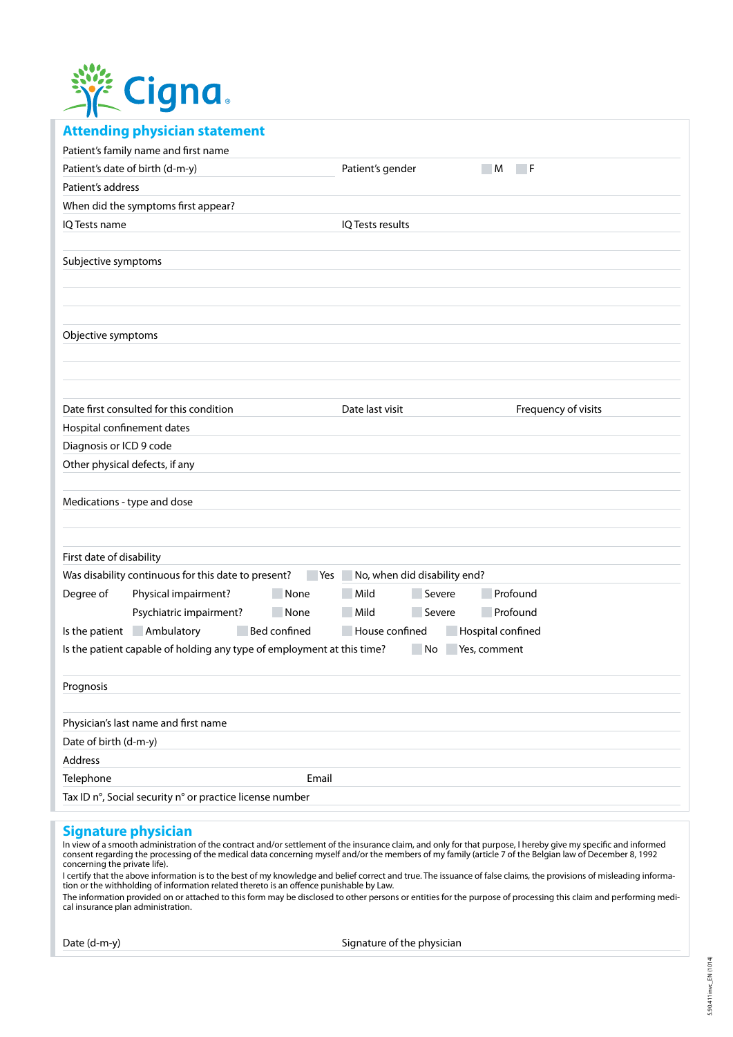Cigna

## Attending physician statement

Patient's family name and first name

Patient's date of birth (d-m-y) Patient's gender ☐ M ☐ F

Patient's address

When did the symptoms first appear?

IQ Tests name IQ Tests results

Subjective symptoms

Objective symptoms

Date first consulted for this condition Date last visit Frequency of visits

Hospital confinement dates

Diagnosis or ICD 9 code

Other physical defects, if any

Medications - type and dose

First date of disability

Was disability continuous for this date to present? ☐ Yes ☐ No, when did disability end?

Degree of Physical impairment? ☐ None ☐ Mild ☐ Severe ☐ Profound

Psychiatric impairment? ☐ None ☐ Mild ☐ Severe ☐ Profound

Is the patient ☐ Ambulatory ☐ Bed confined ☐ House confined ☐ Hospital confined

Is the patient capable of holding any type of employment at this time? ☐ No ☐ Yes, comment

Prognosis

Physician's last name and first name

Date of birth (d-m-y)

Address

Telephone Email

Tax ID n°, Social security n° or practice license number

## Signature physician

In view of a smooth administration of the contract and/or settlement of the insurance claim, and only for that purpose, I hereby give my specific and informed consent regarding the processing of the medical data concerning myself and/or the members of my family (article 7 of the Belgian law of December 8, 1992 concerning the private life).

I certify that the above information is to the best of my knowledge and belief correct and true. The issuance of false claims, the provisions of misleading information or the withholding of information related thereto is an offence punishable by Law.

The information provided on or attached to this form may be disclosed to other persons or entities for the purpose of processing this claim and performing medical insurance plan administration.

Date (d-m-y) Signature of the physician